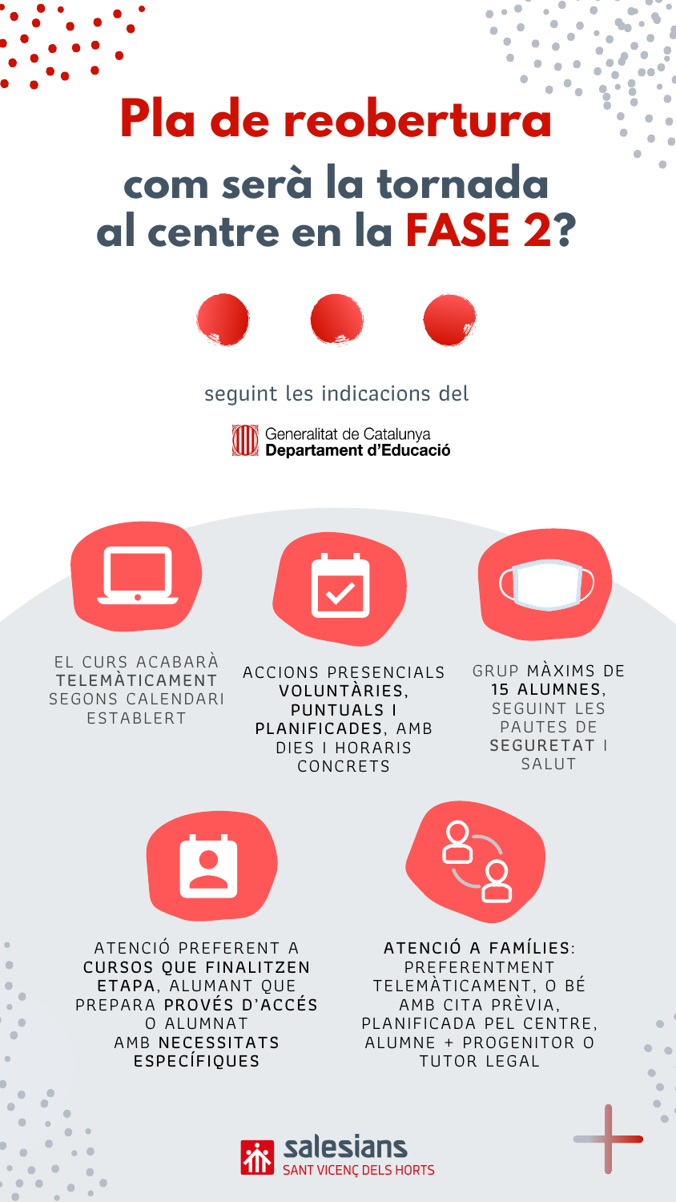# Pla de reobertura

## com serà la tornada al centre en la **FASE 2**?

seguint les indicacions del

Generalitat de Catalunya
**Departament d'Educació**

EL CURS ACABARÀ **TELEMÀTICAMENT** SEGONS CALENDARI ESTABLERT

ACCIONS PRESENCIALS **VOLUNTÀRIES, PUNTUALS I PLANIFICADES**, AMB DIES I HORARIS CONCRETS

GRUP MÀXIMS DE **15 ALUMNES**, SEGUINT LES PAUTES DE **SEGURETAT** I SALUT

ATENCIÓ PREFERENT A **CURSOS QUE FINALITZEN ETAPA**, ALUMNAT QUE PREPARA **PROVÉS D'ACCÉS** O ALUMNAT AMB **NECESSITATS ESPECÍFIQUES**

**ATENCIÓ A FAMÍLIES**: PREFERENTMENT TELEMÀTICAMENT, O BÉ AMB CITA PRÈVIA, PLANIFICADA PEL CENTRE, ALUMNE + PROGENITOR O TUTOR LEGAL

salesians
SANT VICENÇ DELS HORTS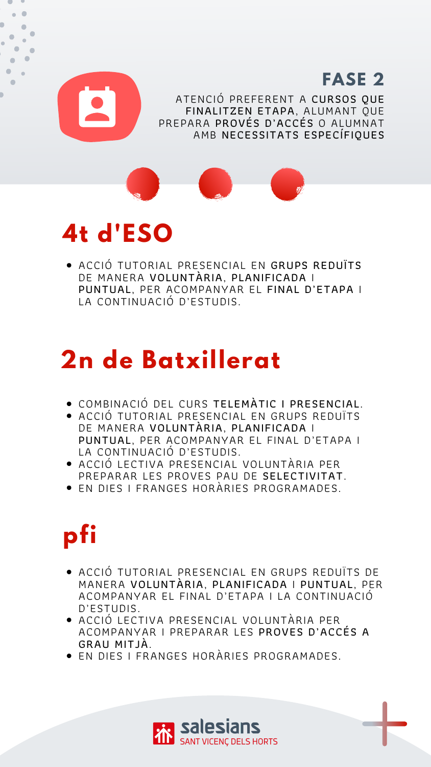## FASE 2

ATENCIÓ PREFERENT A CURSOS QUE FINALITZEN ETAPA, ALUMANT QUE PREPARA PROVÉS D'ACCÉS O ALUMNAT AMB NECESSITATS ESPECÍFIQUES

## 4t d'ESO

- ACCIÓ TUTORIAL PRESENCIAL EN GRUPS REDUÏTS DE MANERA VOLUNTÀRIA, PLANIFICADA I PUNTUAL, PER ACOMPANYAR EL FINAL D'ETAPA I LA CONTINUACIÓ D'ESTUDIS.

## 2n de Batxillerat

- COMBINACIÓ DEL CURS TELEMÀTIC I PRESENCIAL.
- ACCIÓ TUTORIAL PRESENCIAL EN GRUPS REDUÏTS DE MANERA VOLUNTÀRIA, PLANIFICADA I PUNTUAL, PER ACOMPANYAR EL FINAL D'ETAPA I LA CONTINUACIÓ D'ESTUDIS.
- ACCIÓ LECTIVA PRESENCIAL VOLUNTÀRIA PER PREPARAR LES PROVES PAU DE SELECTIVITAT.
- EN DIES I FRANGES HORÀRIES PROGRAMADES.

## pfi

- ACCIÓ TUTORIAL PRESENCIAL EN GRUPS REDUÏTS DE MANERA VOLUNTÀRIA, PLANIFICADA I PUNTUAL, PER ACOMPANYAR EL FINAL D'ETAPA I LA CONTINUACIÓ D'ESTUDIS.
- ACCIÓ LECTIVA PRESENCIAL VOLUNTÀRIA PER ACOMPANYAR I PREPARAR LES PROVES D'ACCÉS A GRAU MITJÀ.
- EN DIES I FRANGES HORÀRIES PROGRAMADES.

salesians
SANT VICENÇ DELS HORTS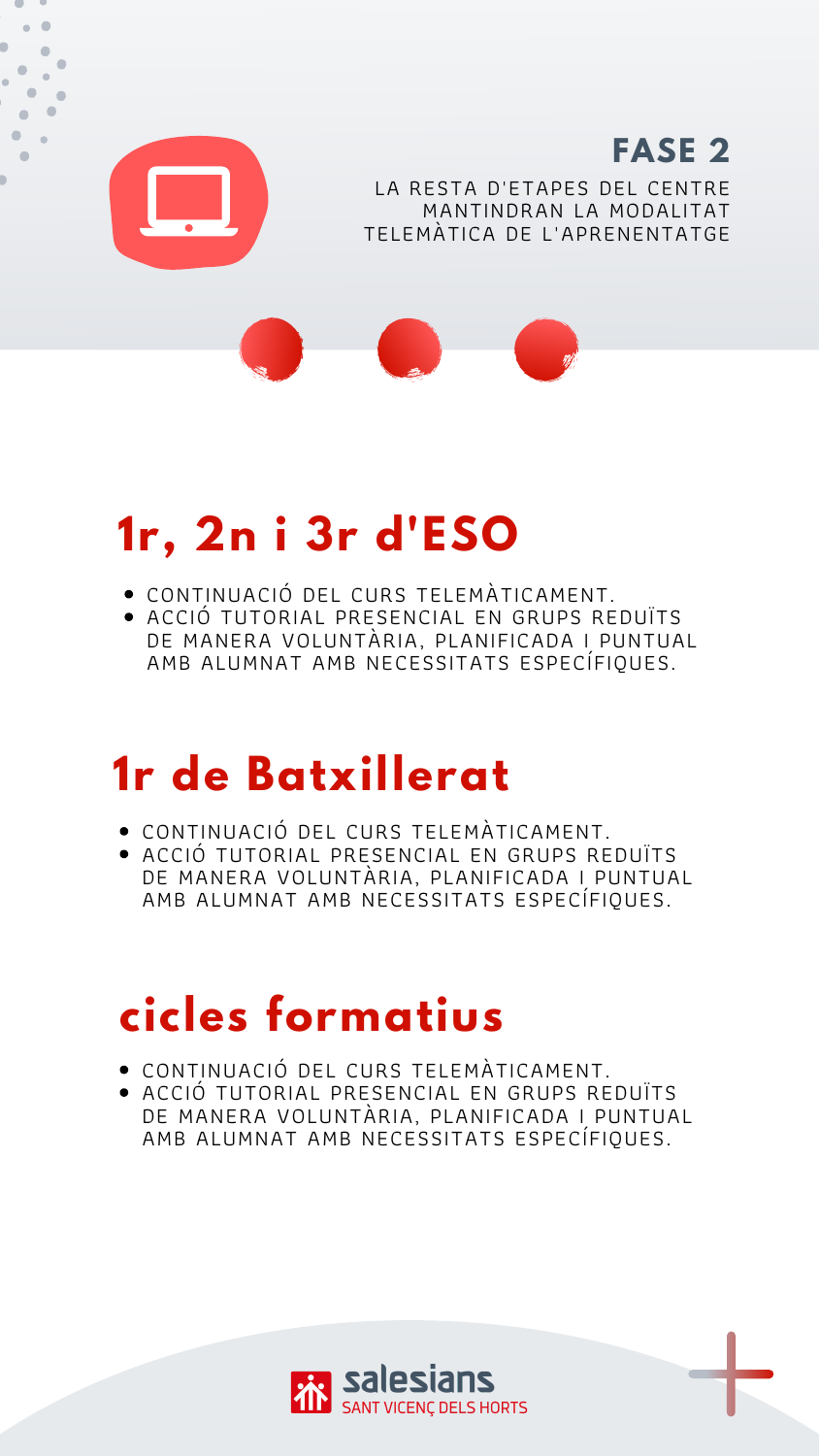## FASE 2

LA RESTA D'ETAPES DEL CENTRE MANTINDRAN LA MODALITAT TELEMÀTICA DE L'APRENENTATGE

# 1r, 2n i 3r d'ESO

- CONTINUACIÓ DEL CURS TELEMÀTICAMENT.
- ACCIÓ TUTORIAL PRESENCIAL EN GRUPS REDUÏTS DE MANERA VOLUNTÀRIA, PLANIFICADA I PUNTUAL AMB ALUMNAT AMB NECESSITATS ESPECÍFIQUES.

# 1r de Batxillerat

- CONTINUACIÓ DEL CURS TELEMÀTICAMENT.
- ACCIÓ TUTORIAL PRESENCIAL EN GRUPS REDUÏTS DE MANERA VOLUNTÀRIA, PLANIFICADA I PUNTUAL AMB ALUMNAT AMB NECESSITATS ESPECÍFIQUES.

# cicles formatius

- CONTINUACIÓ DEL CURS TELEMÀTICAMENT.
- ACCIÓ TUTORIAL PRESENCIAL EN GRUPS REDUÏTS DE MANERA VOLUNTÀRIA, PLANIFICADA I PUNTUAL AMB ALUMNAT AMB NECESSITATS ESPECÍFIQUES.

salesians
SANT VICENÇ DELS HORTS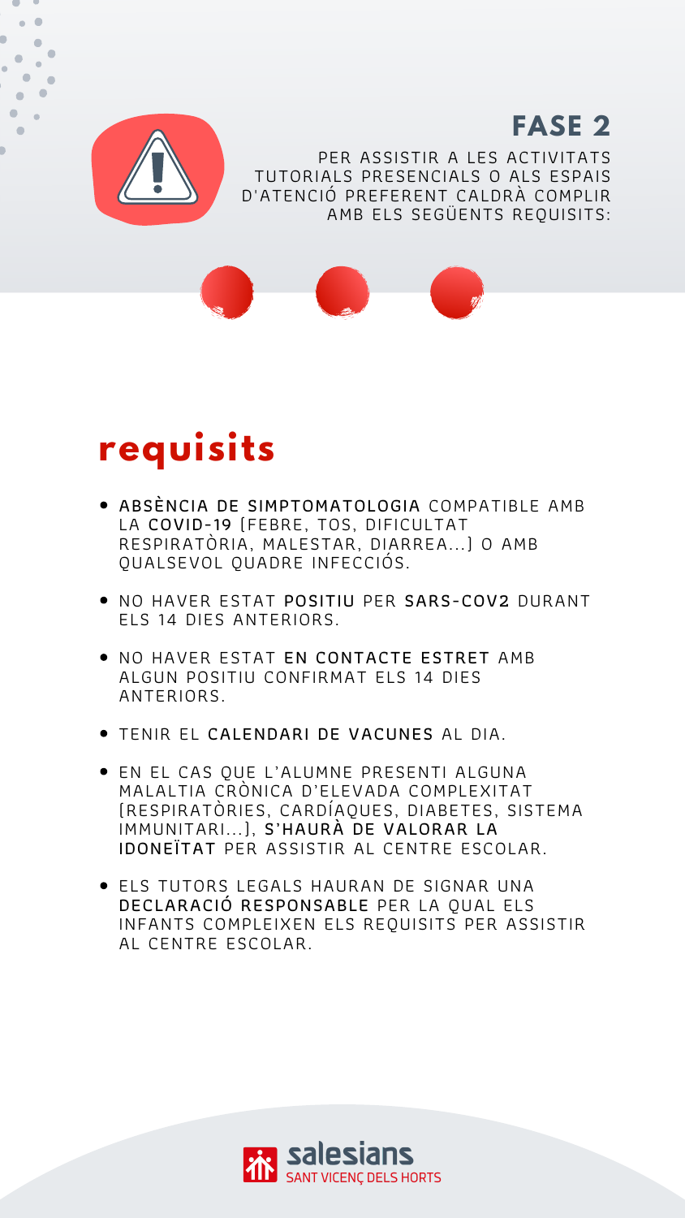## FASE 2

PER ASSISTIR A LES ACTIVITATS TUTORIALS PRESENCIALS O ALS ESPAIS D'ATENCIÓ PREFERENT CALDRÀ COMPLIR AMB ELS SEGÜENTS REQUISITS:

# requisits

- **ABSÈNCIA DE SIMPTOMATOLOGIA** COMPATIBLE AMB LA **COVID-19** (FEBRE, TOS, DIFICULTAT RESPIRATÒRIA, MALESTAR, DIARREA...) O AMB QUALSEVOL QUADRE INFECCIÓS.
- NO HAVER ESTAT **POSITIU** PER **SARS-COV2** DURANT ELS 14 DIES ANTERIORS.
- NO HAVER ESTAT **EN CONTACTE ESTRET** AMB ALGUN POSITIU CONFIRMAT ELS 14 DIES ANTERIORS.
- TENIR EL **CALENDARI DE VACUNES** AL DIA.
- EN EL CAS QUE L'ALUMNE PRESENTI ALGUNA MALALTIA CRÒNICA D'ELEVADA COMPLEXITAT (RESPIRATÒRIES, CARDÍAQUES, DIABETES, SISTEMA IMMUNITARI...), **S'HAURÀ DE VALORAR LA IDONEÏTAT** PER ASSISTIR AL CENTRE ESCOLAR.
- ELS TUTORS LEGALS HAURAN DE SIGNAR UNA **DECLARACIÓ RESPONSABLE** PER LA QUAL ELS INFANTS COMPLEIXEN ELS REQUISITS PER ASSISTIR AL CENTRE ESCOLAR.

salesians
SANT VICENÇ DELS HORTS